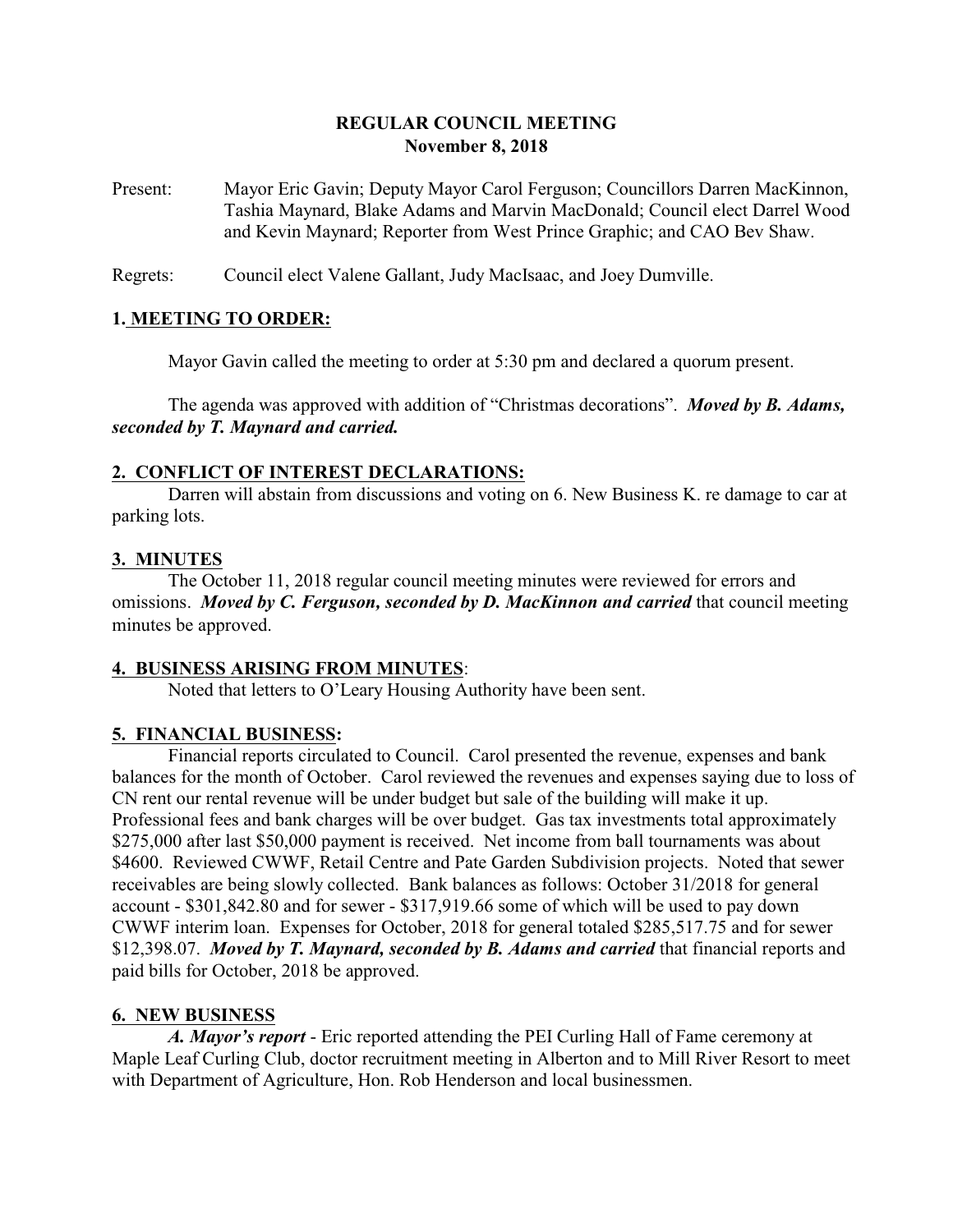# REGULAR COUNCIL MEETING
## November 8, 2018

Present: Mayor Eric Gavin; Deputy Mayor Carol Ferguson; Councillors Darren MacKinnon, Tashia Maynard, Blake Adams and Marvin MacDonald; Council elect Darrel Wood and Kevin Maynard; Reporter from West Prince Graphic; and CAO Bev Shaw.

Regrets: Council elect Valene Gallant, Judy MacIsaac, and Joey Dumville.

### 1. MEETING TO ORDER:

Mayor Gavin called the meeting to order at 5:30 pm and declared a quorum present.

The agenda was approved with addition of "Christmas decorations". ***Moved by B. Adams, seconded by T. Maynard and carried.***

### 2. CONFLICT OF INTEREST DECLARATIONS:

Darren will abstain from discussions and voting on 6. New Business K. re damage to car at parking lots.

### 3. MINUTES

The October 11, 2018 regular council meeting minutes were reviewed for errors and omissions. ***Moved by C. Ferguson, seconded by D. MacKinnon and carried*** that council meeting minutes be approved.

### 4. BUSINESS ARISING FROM MINUTES:

Noted that letters to O'Leary Housing Authority have been sent.

### 5. FINANCIAL BUSINESS:

Financial reports circulated to Council. Carol presented the revenue, expenses and bank balances for the month of October. Carol reviewed the revenues and expenses saying due to loss of CN rent our rental revenue will be under budget but sale of the building will make it up. Professional fees and bank charges will be over budget. Gas tax investments total approximately \$275,000 after last \$50,000 payment is received. Net income from ball tournaments was about \$4600. Reviewed CWWF, Retail Centre and Pate Garden Subdivision projects. Noted that sewer receivables are being slowly collected. Bank balances as follows: October 31/2018 for general account - \$301,842.80 and for sewer - \$317,919.66 some of which will be used to pay down CWWF interim loan. Expenses for October, 2018 for general totaled \$285,517.75 and for sewer \$12,398.07. ***Moved by T. Maynard, seconded by B. Adams and carried*** that financial reports and paid bills for October, 2018 be approved.

### 6. NEW BUSINESS

***A. Mayor's report*** - Eric reported attending the PEI Curling Hall of Fame ceremony at Maple Leaf Curling Club, doctor recruitment meeting in Alberton and to Mill River Resort to meet with Department of Agriculture, Hon. Rob Henderson and local businessmen.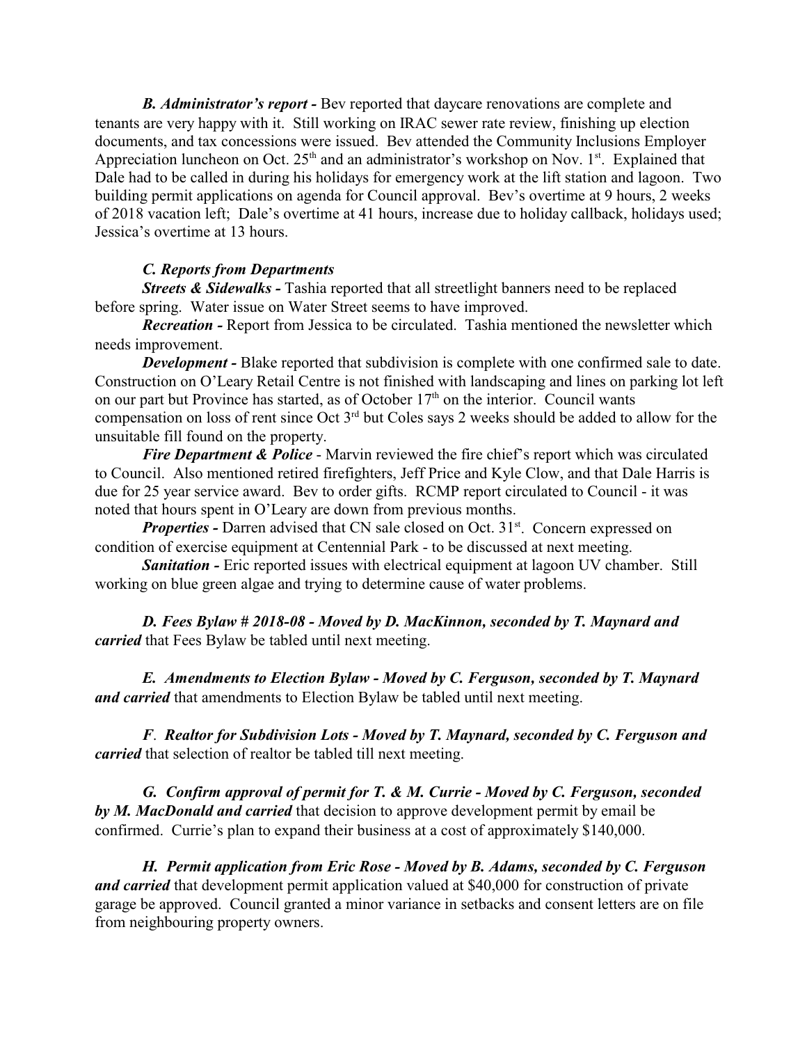***B. Administrator's report -*** Bev reported that daycare renovations are complete and tenants are very happy with it. Still working on IRAC sewer rate review, finishing up election documents, and tax concessions were issued. Bev attended the Community Inclusions Employer Appreciation luncheon on Oct. 25th and an administrator's workshop on Nov. 1st. Explained that Dale had to be called in during his holidays for emergency work at the lift station and lagoon. Two building permit applications on agenda for Council approval. Bev's overtime at 9 hours, 2 weeks of 2018 vacation left; Dale's overtime at 41 hours, increase due to holiday callback, holidays used; Jessica's overtime at 13 hours.

***C. Reports from Departments***

***Streets & Sidewalks -*** Tashia reported that all streetlight banners need to be replaced before spring. Water issue on Water Street seems to have improved.

***Recreation -*** Report from Jessica to be circulated. Tashia mentioned the newsletter which needs improvement.

***Development -*** Blake reported that subdivision is complete with one confirmed sale to date. Construction on O'Leary Retail Centre is not finished with landscaping and lines on parking lot left on our part but Province has started, as of October 17th on the interior. Council wants compensation on loss of rent since Oct 3rd but Coles says 2 weeks should be added to allow for the unsuitable fill found on the property.

***Fire Department & Police*** - Marvin reviewed the fire chief's report which was circulated to Council. Also mentioned retired firefighters, Jeff Price and Kyle Clow, and that Dale Harris is due for 25 year service award. Bev to order gifts. RCMP report circulated to Council - it was noted that hours spent in O'Leary are down from previous months.

***Properties -*** Darren advised that CN sale closed on Oct. 31st. Concern expressed on condition of exercise equipment at Centennial Park - to be discussed at next meeting.

***Sanitation -*** Eric reported issues with electrical equipment at lagoon UV chamber. Still working on blue green algae and trying to determine cause of water problems.

***D. Fees Bylaw # 2018-08 - Moved by D. MacKinnon, seconded by T. Maynard and carried*** that Fees Bylaw be tabled until next meeting.

***E. Amendments to Election Bylaw - Moved by C. Ferguson, seconded by T. Maynard and carried*** that amendments to Election Bylaw be tabled until next meeting.

***F. Realtor for Subdivision Lots - Moved by T. Maynard, seconded by C. Ferguson and carried*** that selection of realtor be tabled till next meeting.

***G. Confirm approval of permit for T. & M. Currie - Moved by C. Ferguson, seconded by M. MacDonald and carried*** that decision to approve development permit by email be confirmed. Currie's plan to expand their business at a cost of approximately $140,000.

***H. Permit application from Eric Rose - Moved by B. Adams, seconded by C. Ferguson and carried*** that development permit application valued at $40,000 for construction of private garage be approved. Council granted a minor variance in setbacks and consent letters are on file from neighbouring property owners.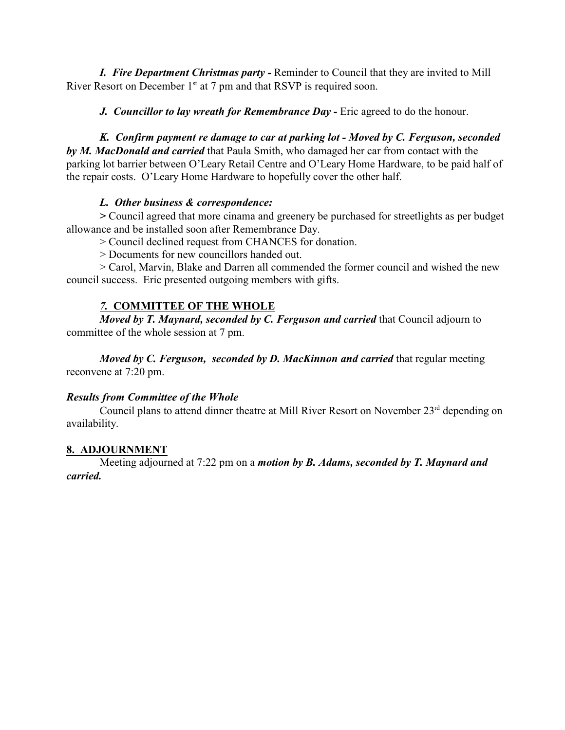*I. Fire Department Christmas party -* Reminder to Council that they are invited to Mill River Resort on December 1st at 7 pm and that RSVP is required soon.

*J. Councillor to lay wreath for Remembrance Day -* Eric agreed to do the honour.

*K. Confirm payment re damage to car at parking lot - Moved by C. Ferguson, seconded by M. MacDonald and carried* that Paula Smith, who damaged her car from contact with the parking lot barrier between O'Leary Retail Centre and O'Leary Home Hardware, to be paid half of the repair costs. O'Leary Home Hardware to hopefully cover the other half.

*L. Other business & correspondence:*

> Council agreed that more cinama and greenery be purchased for streetlights as per budget allowance and be installed soon after Remembrance Day.

> Council declined request from CHANCES for donation.

> Documents for new councillors handed out.

> Carol, Marvin, Blake and Darren all commended the former council and wished the new council success. Eric presented outgoing members with gifts.

## *7.* COMMITTEE OF THE WHOLE

***Moved by T. Maynard, seconded by C. Ferguson and carried*** that Council adjourn to committee of the whole session at 7 pm.

***Moved by C. Ferguson, seconded by D. MacKinnon and carried*** that regular meeting reconvene at 7:20 pm.

***Results from Committee of the Whole***

Council plans to attend dinner theatre at Mill River Resort on November 23rd depending on availability.

## 8. ADJOURNMENT

Meeting adjourned at 7:22 pm on a ***motion by B. Adams, seconded by T. Maynard and carried.***